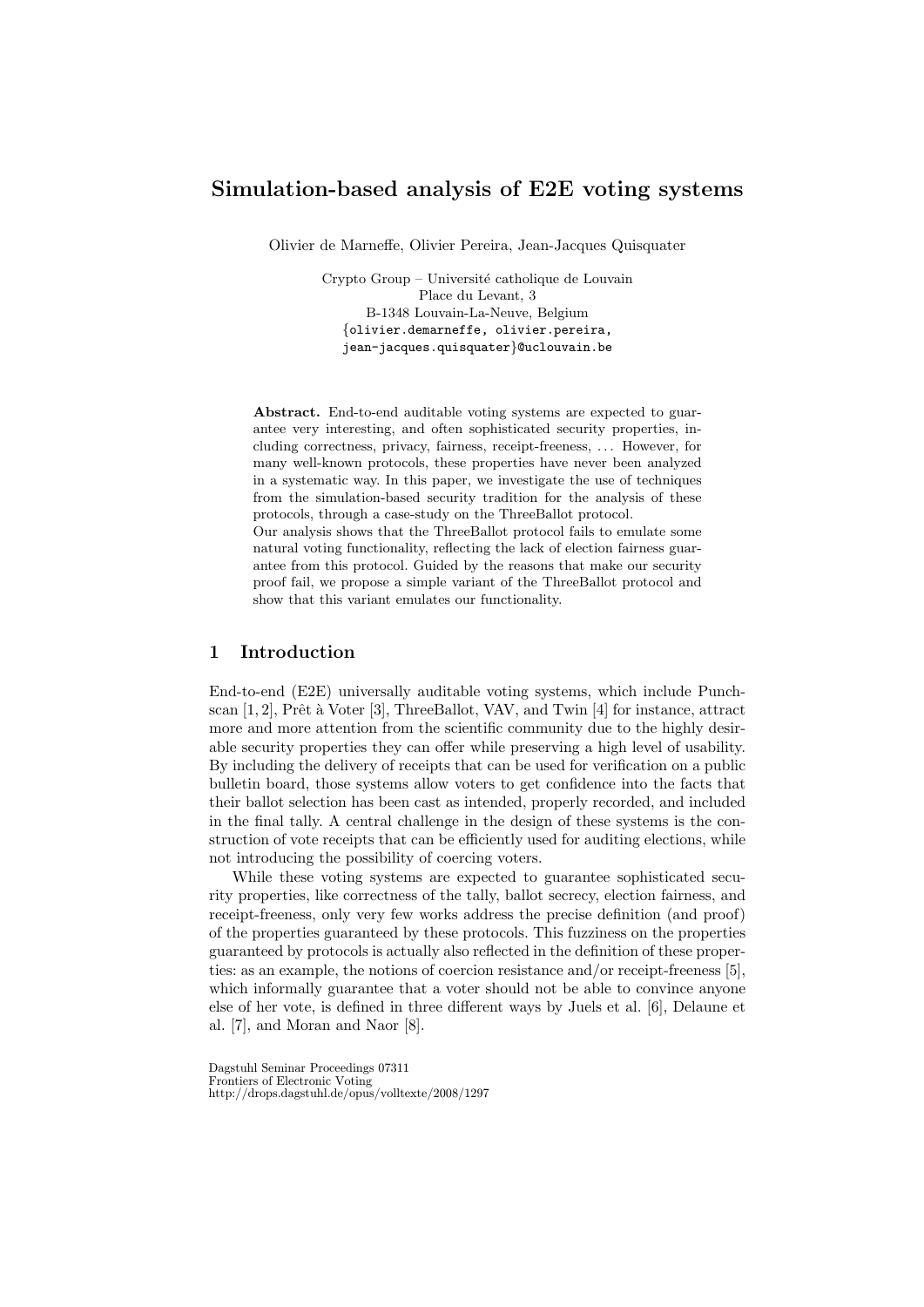# Simulation-based analysis of E2E voting systems

Olivier de Marneffe, Olivier Pereira, Jean-Jacques Quisquater

Crypto Group – Université catholique de Louvain
Place du Levant, 3
B-1348 Louvain-La-Neuve, Belgium
{olivier.demarneffe, olivier.pereira, jean-jacques.quisquater}@uclouvain.be

**Abstract.** End-to-end auditable voting systems are expected to guarantee very interesting, and often sophisticated security properties, including correctness, privacy, fairness, receipt-freeness, ... However, for many well-known protocols, these properties have never been analyzed in a systematic way. In this paper, we investigate the use of techniques from the simulation-based security tradition for the analysis of these protocols, through a case-study on the ThreeBallot protocol.
Our analysis shows that the ThreeBallot protocol fails to emulate some natural voting functionality, reflecting the lack of election fairness guarantee from this protocol. Guided by the reasons that make our security proof fail, we propose a simple variant of the ThreeBallot protocol and show that this variant emulates our functionality.

## 1 Introduction

End-to-end (E2E) universally auditable voting systems, which include Punchscan [1, 2], Prêt à Voter [3], ThreeBallot, VAV, and Twin [4] for instance, attract more and more attention from the scientific community due to the highly desirable security properties they can offer while preserving a high level of usability. By including the delivery of receipts that can be used for verification on a public bulletin board, those systems allow voters to get confidence into the facts that their ballot selection has been cast as intended, properly recorded, and included in the final tally. A central challenge in the design of these systems is the construction of vote receipts that can be efficiently used for auditing elections, while not introducing the possibility of coercing voters.

While these voting systems are expected to guarantee sophisticated security properties, like correctness of the tally, ballot secrecy, election fairness, and receipt-freeness, only very few works address the precise definition (and proof) of the properties guaranteed by these protocols. This fuzziness on the properties guaranteed by protocols is actually also reflected in the definition of these properties: as an example, the notions of coercion resistance and/or receipt-freeness [5], which informally guarantee that a voter should not be able to convince anyone else of her vote, is defined in three different ways by Juels et al. [6], Delaune et al. [7], and Moran and Naor [8].

Dagstuhl Seminar Proceedings 07311
Frontiers of Electronic Voting
http://drops.dagstuhl.de/opus/volltexte/2008/1297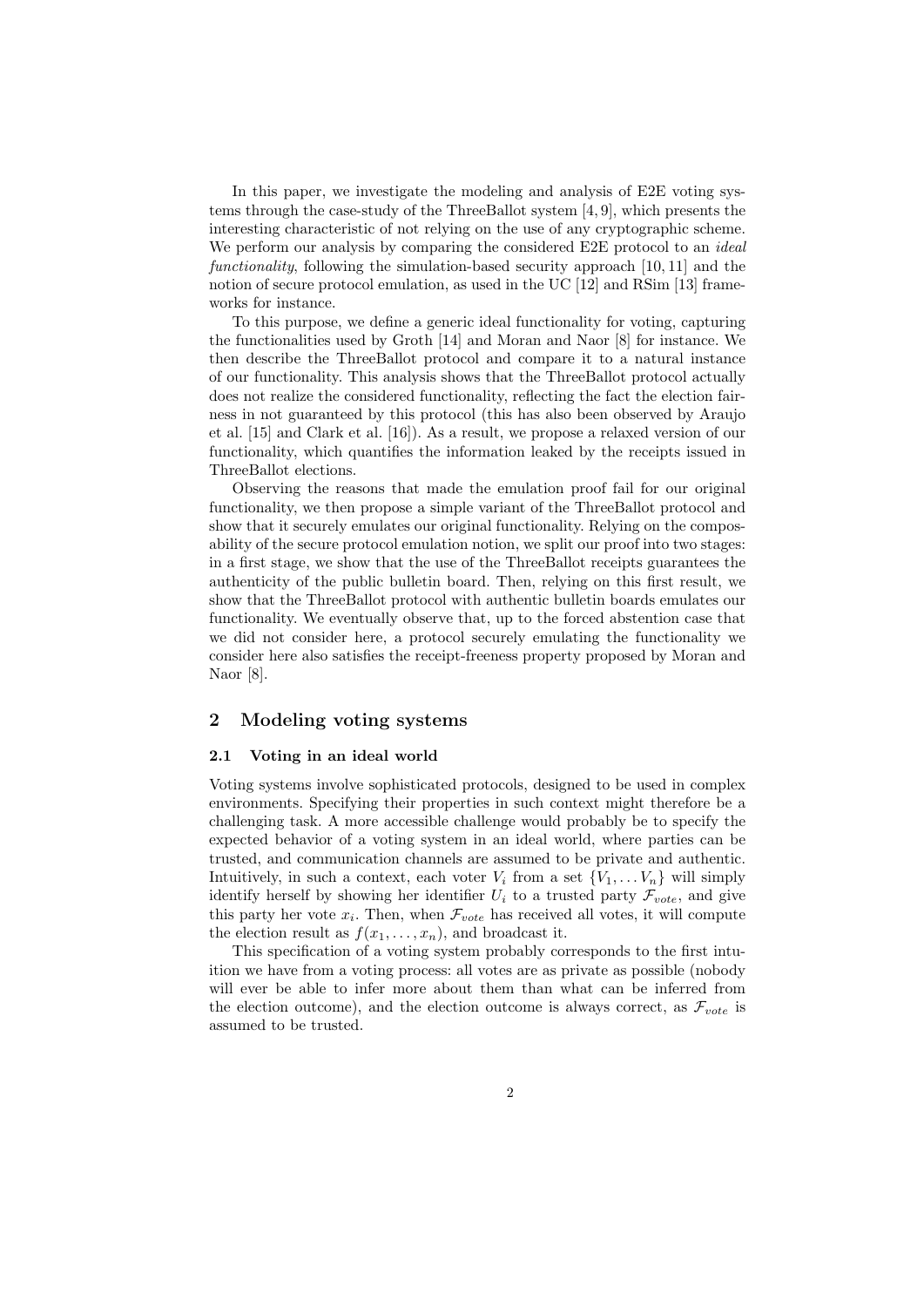In this paper, we investigate the modeling and analysis of E2E voting systems through the case-study of the ThreeBallot system [4, 9], which presents the interesting characteristic of not relying on the use of any cryptographic scheme. We perform our analysis by comparing the considered E2E protocol to an *ideal functionality*, following the simulation-based security approach [10, 11] and the notion of secure protocol emulation, as used in the UC [12] and RSim [13] frameworks for instance.

To this purpose, we define a generic ideal functionality for voting, capturing the functionalities used by Groth [14] and Moran and Naor [8] for instance. We then describe the ThreeBallot protocol and compare it to a natural instance of our functionality. This analysis shows that the ThreeBallot protocol actually does not realize the considered functionality, reflecting the fact the election fairness in not guaranteed by this protocol (this has also been observed by Araujo et al. [15] and Clark et al. [16]). As a result, we propose a relaxed version of our functionality, which quantifies the information leaked by the receipts issued in ThreeBallot elections.

Observing the reasons that made the emulation proof fail for our original functionality, we then propose a simple variant of the ThreeBallot protocol and show that it securely emulates our original functionality. Relying on the composability of the secure protocol emulation notion, we split our proof into two stages: in a first stage, we show that the use of the ThreeBallot receipts guarantees the authenticity of the public bulletin board. Then, relying on this first result, we show that the ThreeBallot protocol with authentic bulletin boards emulates our functionality. We eventually observe that, up to the forced abstention case that we did not consider here, a protocol securely emulating the functionality we consider here also satisfies the receipt-freeness property proposed by Moran and Naor [8].

## 2 Modeling voting systems

### 2.1 Voting in an ideal world

Voting systems involve sophisticated protocols, designed to be used in complex environments. Specifying their properties in such context might therefore be a challenging task. A more accessible challenge would probably be to specify the expected behavior of a voting system in an ideal world, where parties can be trusted, and communication channels are assumed to be private and authentic. Intuitively, in such a context, each voter $V_i$ from a set $\{V_1, \dots V_n\}$ will simply identify herself by showing her identifier $U_i$ to a trusted party $\mathcal{F}_{vote}$, and give this party her vote $x_i$. Then, when $\mathcal{F}_{vote}$ has received all votes, it will compute the election result as $f(x_1, \dots, x_n)$, and broadcast it.

This specification of a voting system probably corresponds to the first intuition we have from a voting process: all votes are as private as possible (nobody will ever be able to infer more about them than what can be inferred from the election outcome), and the election outcome is always correct, as $\mathcal{F}_{vote}$ is assumed to be trusted.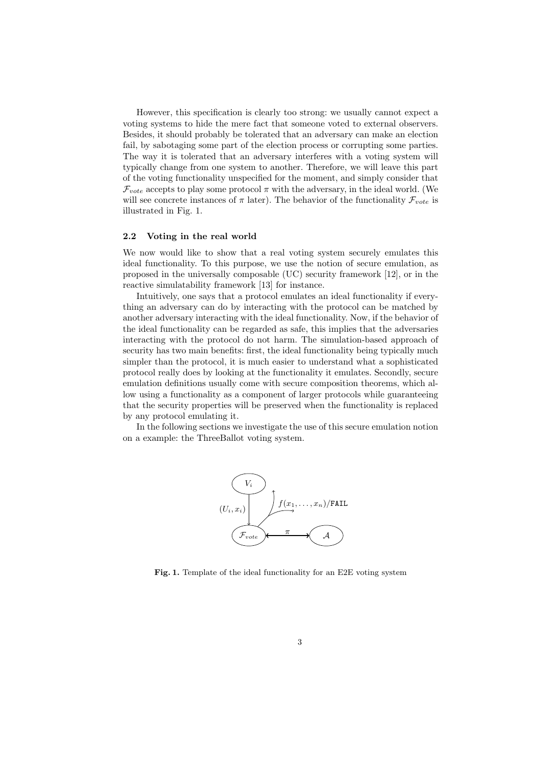However, this specification is clearly too strong: we usually cannot expect a voting systems to hide the mere fact that someone voted to external observers. Besides, it should probably be tolerated that an adversary can make an election fail, by sabotaging some part of the election process or corrupting some parties. The way it is tolerated that an adversary interferes with a voting system will typically change from one system to another. Therefore, we will leave this part of the voting functionality unspecified for the moment, and simply consider that $\mathcal{F}_{vote}$ accepts to play some protocol $\pi$ with the adversary, in the ideal world. (We will see concrete instances of $\pi$ later). The behavior of the functionality $\mathcal{F}_{vote}$ is illustrated in Fig. 1.

### 2.2 Voting in the real world

We now would like to show that a real voting system securely emulates this ideal functionality. To this purpose, we use the notion of secure emulation, as proposed in the universally composable (UC) security framework [12], or in the reactive simulatability framework [13] for instance.

Intuitively, one says that a protocol emulates an ideal functionality if everything an adversary can do by interacting with the protocol can be matched by another adversary interacting with the ideal functionality. Now, if the behavior of the ideal functionality can be regarded as safe, this implies that the adversaries interacting with the protocol do not harm. The simulation-based approach of security has two main benefits: first, the ideal functionality being typically much simpler than the protocol, it is much easier to understand what a sophisticated protocol really does by looking at the functionality it emulates. Secondly, secure emulation definitions usually come with secure composition theorems, which allow using a functionality as a component of larger protocols while guaranteeing that the security properties will be preserved when the functionality is replaced by any protocol emulating it.

In the following sections we investigate the use of this secure emulation notion on a example: the ThreeBallot voting system.

**Fig. 1.** Template of the ideal functionality for an E2E voting system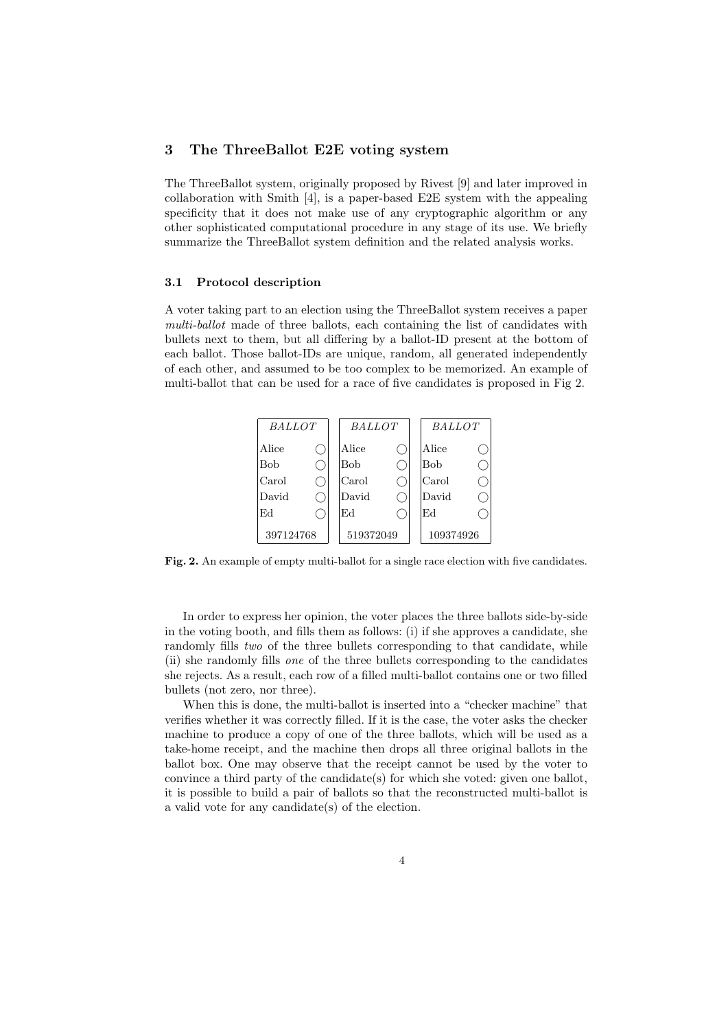## 3 The ThreeBallot E2E voting system

The ThreeBallot system, originally proposed by Rivest [9] and later improved in collaboration with Smith [4], is a paper-based E2E system with the appealing specificity that it does not make use of any cryptographic algorithm or any other sophisticated computational procedure in any stage of its use. We briefly summarize the ThreeBallot system definition and the related analysis works.

### 3.1 Protocol description

A voter taking part to an election using the ThreeBallot system receives a paper *multi-ballot* made of three ballots, each containing the list of candidates with bullets next to them, but all differing by a ballot-ID present at the bottom of each ballot. Those ballot-IDs are unique, random, all generated independently of each other, and assumed to be too complex to be memorized. An example of multi-ballot that can be used for a race of five candidates is proposed in Fig 2.

| *BALLOT* | | *BALLOT* | | *BALLOT* | |
|---|---|---|---|---|---|
| Alice | ◯ | Alice | ◯ | Alice | ◯ |
| Bob | ◯ | Bob | ◯ | Bob | ◯ |
| Carol | ◯ | Carol | ◯ | Carol | ◯ |
| David | ◯ | David | ◯ | David | ◯ |
| Ed | ◯ | Ed | ◯ | Ed | ◯ |
| 397124768 | | 519372049 | | 109374926 | |

**Fig. 2.** An example of empty multi-ballot for a single race election with five candidates.

In order to express her opinion, the voter places the three ballots side-by-side in the voting booth, and fills them as follows: (i) if she approves a candidate, she randomly fills *two* of the three bullets corresponding to that candidate, while (ii) she randomly fills *one* of the three bullets corresponding to the candidates she rejects. As a result, each row of a filled multi-ballot contains one or two filled bullets (not zero, nor three).

When this is done, the multi-ballot is inserted into a "checker machine" that verifies whether it was correctly filled. If it is the case, the voter asks the checker machine to produce a copy of one of the three ballots, which will be used as a take-home receipt, and the machine then drops all three original ballots in the ballot box. One may observe that the receipt cannot be used by the voter to convince a third party of the candidate(s) for which she voted: given one ballot, it is possible to build a pair of ballots so that the reconstructed multi-ballot is a valid vote for any candidate(s) of the election.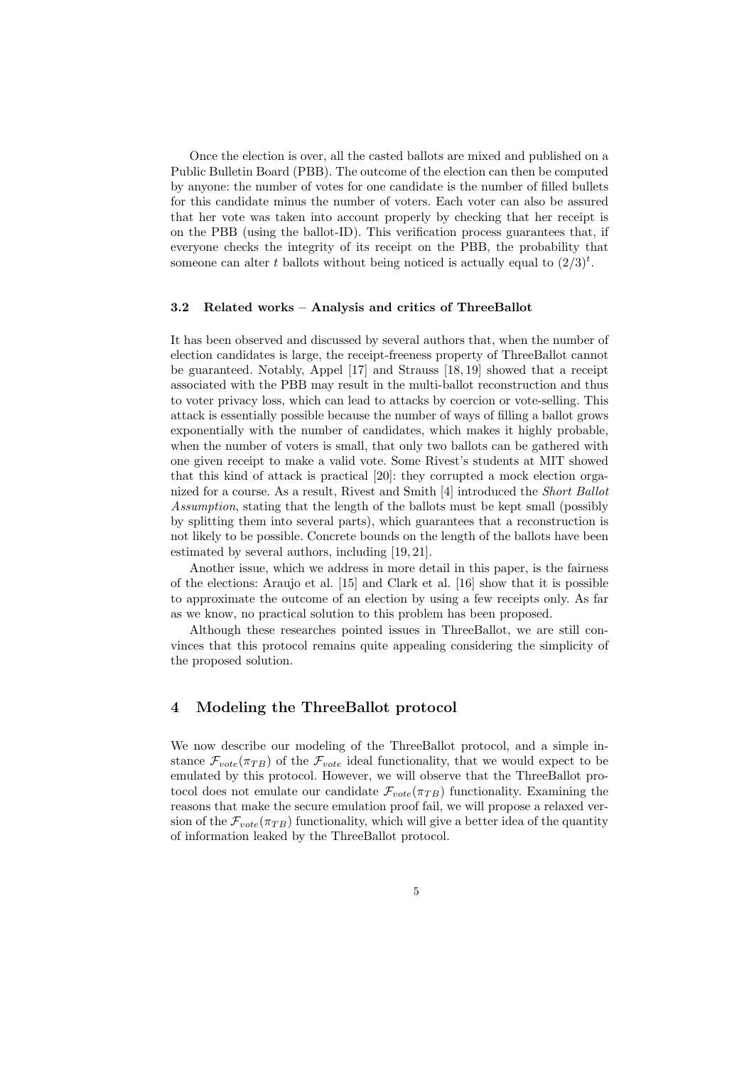Once the election is over, all the casted ballots are mixed and published on a Public Bulletin Board (PBB). The outcome of the election can then be computed by anyone: the number of votes for one candidate is the number of filled bullets for this candidate minus the number of voters. Each voter can also be assured that her vote was taken into account properly by checking that her receipt is on the PBB (using the ballot-ID). This verification process guarantees that, if everyone checks the integrity of its receipt on the PBB, the probability that someone can alter $t$ ballots without being noticed is actually equal to $(2/3)^t$.

### 3.2 Related works – Analysis and critics of ThreeBallot

It has been observed and discussed by several authors that, when the number of election candidates is large, the receipt-freeness property of ThreeBallot cannot be guaranteed. Notably, Appel [17] and Strauss [18, 19] showed that a receipt associated with the PBB may result in the multi-ballot reconstruction and thus to voter privacy loss, which can lead to attacks by coercion or vote-selling. This attack is essentially possible because the number of ways of filling a ballot grows exponentially with the number of candidates, which makes it highly probable, when the number of voters is small, that only two ballots can be gathered with one given receipt to make a valid vote. Some Rivest's students at MIT showed that this kind of attack is practical [20]: they corrupted a mock election organized for a course. As a result, Rivest and Smith [4] introduced the *Short Ballot Assumption*, stating that the length of the ballots must be kept small (possibly by splitting them into several parts), which guarantees that a reconstruction is not likely to be possible. Concrete bounds on the length of the ballots have been estimated by several authors, including [19, 21].

Another issue, which we address in more detail in this paper, is the fairness of the elections: Araujo et al. [15] and Clark et al. [16] show that it is possible to approximate the outcome of an election by using a few receipts only. As far as we know, no practical solution to this problem has been proposed.

Although these researches pointed issues in ThreeBallot, we are still convinces that this protocol remains quite appealing considering the simplicity of the proposed solution.

## 4 Modeling the ThreeBallot protocol

We now describe our modeling of the ThreeBallot protocol, and a simple instance $\mathcal{F}_{vote}(\pi_{TB})$ of the $\mathcal{F}_{vote}$ ideal functionality, that we would expect to be emulated by this protocol. However, we will observe that the ThreeBallot protocol does not emulate our candidate $\mathcal{F}_{vote}(\pi_{TB})$ functionality. Examining the reasons that make the secure emulation proof fail, we will propose a relaxed version of the $\mathcal{F}_{vote}(\pi_{TB})$ functionality, which will give a better idea of the quantity of information leaked by the ThreeBallot protocol.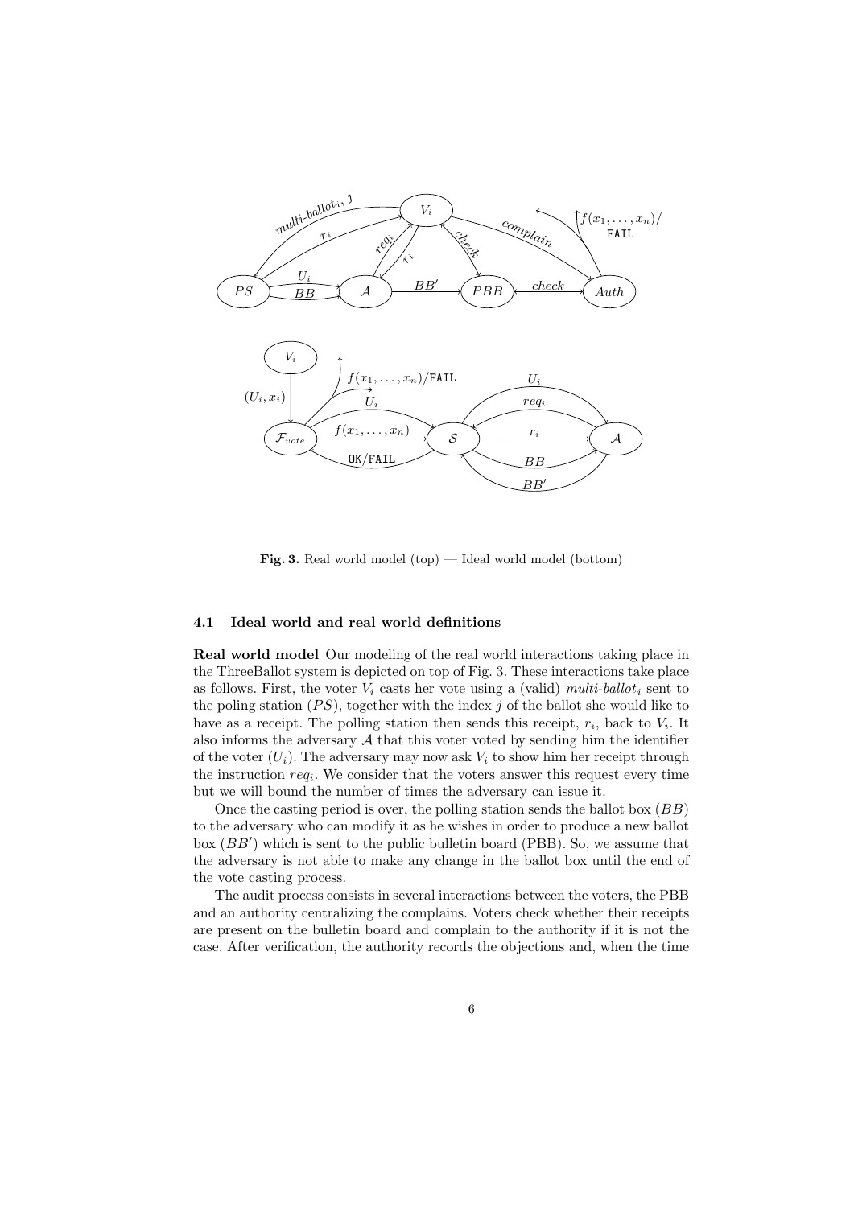**Fig. 3.** Real world model (top) — Ideal world model (bottom)

### 4.1 Ideal world and real world definitions

**Real world model** Our modeling of the real world interactions taking place in the ThreeBallot system is depicted on top of Fig. 3. These interactions take place as follows. First, the voter $V_i$ casts her vote using a (valid) *multi-ballot*$_i$ sent to the poling station ($PS$), together with the index $j$ of the ballot she would like to have as a receipt. The polling station then sends this receipt, $r_i$, back to $V_i$. It also informs the adversary $\mathcal{A}$ that this voter voted by sending him the identifier of the voter ($U_i$). The adversary may now ask $V_i$ to show him her receipt through the instruction $req_i$. We consider that the voters answer this request every time but we will bound the number of times the adversary can issue it.

Once the casting period is over, the polling station sends the ballot box ($BB$) to the adversary who can modify it as he wishes in order to produce a new ballot box ($BB'$) which is sent to the public bulletin board (PBB). So, we assume that the adversary is not able to make any change in the ballot box until the end of the vote casting process.

The audit process consists in several interactions between the voters, the PBB and an authority centralizing the complains. Voters check whether their receipts are present on the bulletin board and complain to the authority if it is not the case. After verification, the authority records the objections and, when the time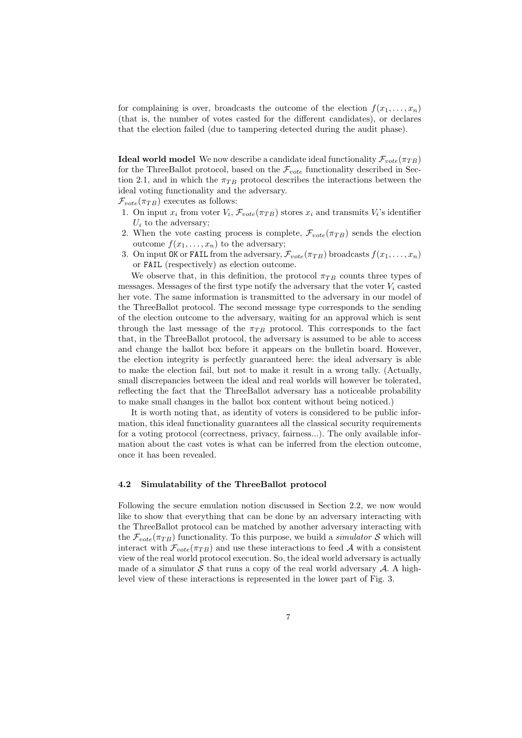for complaining is over, broadcasts the outcome of the election $f(x_1, \ldots, x_n)$ (that is, the number of votes casted for the different candidates), or declares that the election failed (due to tampering detected during the audit phase).

**Ideal world model** We now describe a candidate ideal functionality $\mathcal{F}_{vote}(\pi_{TB})$ for the ThreeBallot protocol, based on the $\mathcal{F}_{vote}$ functionality described in Section 2.1, and in which the $\pi_{TB}$ protocol describes the interactions between the ideal voting functionality and the adversary.

$\mathcal{F}_{vote}(\pi_{TB})$ executes as follows:

1. On input $x_i$ from voter $V_i$, $\mathcal{F}_{vote}(\pi_{TB})$ stores $x_i$ and transmits $V_i$'s identifier $U_i$ to the adversary;
2. When the vote casting process is complete, $\mathcal{F}_{vote}(\pi_{TB})$ sends the election outcome $f(x_1, \ldots, x_n)$ to the adversary;
3. On input `OK` or `FAIL` from the adversary, $\mathcal{F}_{vote}(\pi_{TB})$ broadcasts $f(x_1, \ldots, x_n)$ or `FAIL` (respectively) as election outcome.

We observe that, in this definition, the protocol $\pi_{TB}$ counts three types of messages. Messages of the first type notify the adversary that the voter $V_i$ casted her vote. The same information is transmitted to the adversary in our model of the ThreeBallot protocol. The second message type corresponds to the sending of the election outcome to the adversary, waiting for an approval which is sent through the last message of the $\pi_{TB}$ protocol. This corresponds to the fact that, in the ThreeBallot protocol, the adversary is assumed to be able to access and change the ballot box before it appears on the bulletin board. However, the election integrity is perfectly guaranteed here: the ideal adversary is able to make the election fail, but not to make it result in a wrong tally. (Actually, small discrepancies between the ideal and real worlds will however be tolerated, reflecting the fact that the ThreeBallot adversary has a noticeable probability to make small changes in the ballot box content without being noticed.)

It is worth noting that, as identity of voters is considered to be public information, this ideal functionality guarantees all the classical security requirements for a voting protocol (correctness, privacy, fairness...). The only available information about the cast votes is what can be inferred from the election outcome, once it has been revealed.

### 4.2 Simulatability of the ThreeBallot protocol

Following the secure emulation notion discussed in Section 2.2, we now would like to show that everything that can be done by an adversary interacting with the ThreeBallot protocol can be matched by another adversary interacting with the $\mathcal{F}_{vote}(\pi_{TB})$ functionality. To this purpose, we build a *simulator* $\mathcal{S}$ which will interact with $\mathcal{F}_{vote}(\pi_{TB})$ and use these interactions to feed $\mathcal{A}$ with a consistent view of the real world protocol execution. So, the ideal world adversary is actually made of a simulator $\mathcal{S}$ that runs a copy of the real world adversary $\mathcal{A}$. A high-level view of these interactions is represented in the lower part of Fig. 3.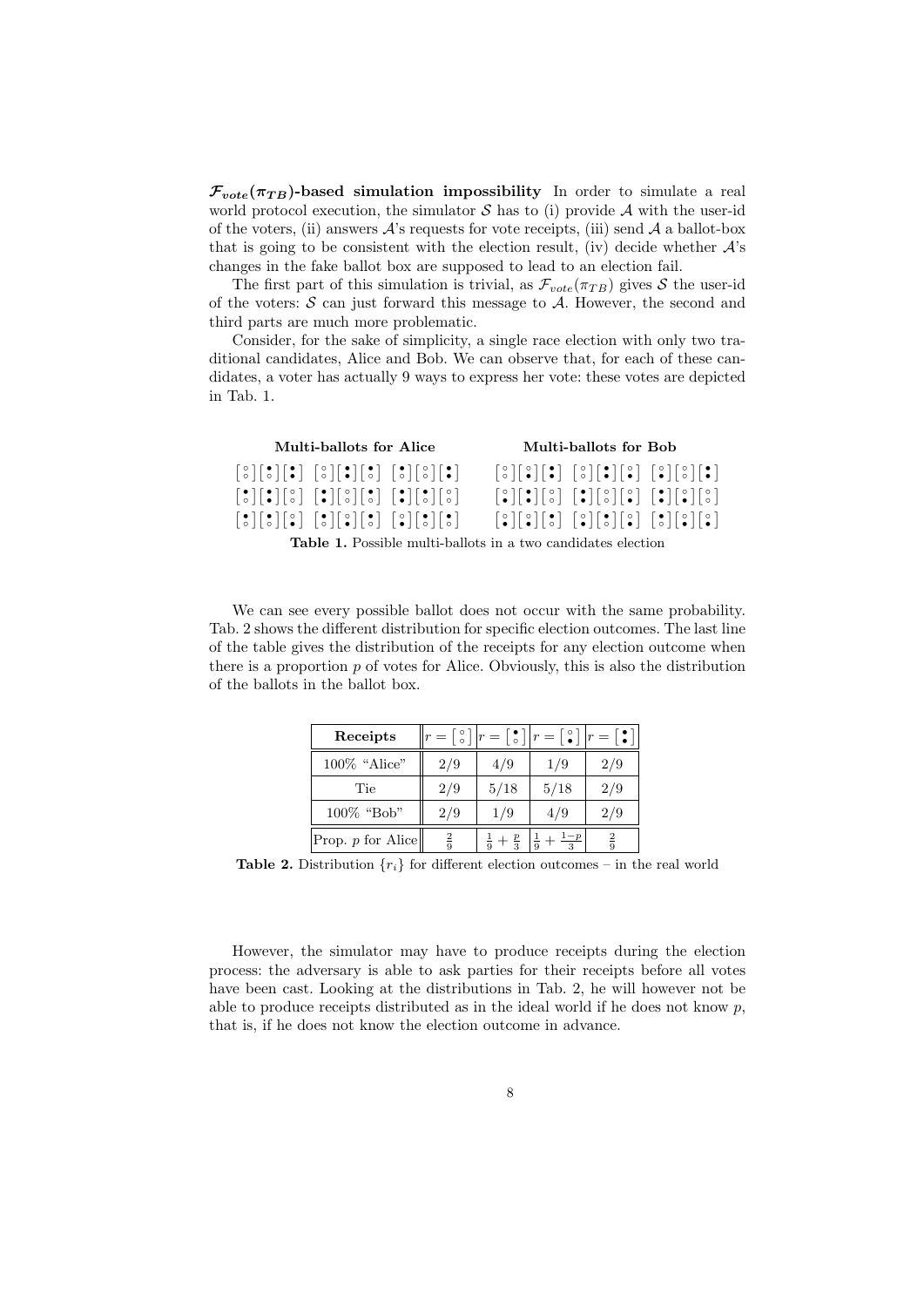**$\mathcal{F}_{vote}(\pi_{TB})$-based simulation impossibility** In order to simulate a real world protocol execution, the simulator $\mathcal{S}$ has to (i) provide $\mathcal{A}$ with the user-id of the voters, (ii) answers $\mathcal{A}$'s requests for vote receipts, (iii) send $\mathcal{A}$ a ballot-box that is going to be consistent with the election result, (iv) decide whether $\mathcal{A}$'s changes in the fake ballot box are supposed to lead to an election fail.

The first part of this simulation is trivial, as $\mathcal{F}_{vote}(\pi_{TB})$ gives $\mathcal{S}$ the user-id of the voters: $\mathcal{S}$ can just forward this message to $\mathcal{A}$. However, the second and third parts are much more problematic.

Consider, for the sake of simplicity, a single race election with only two traditional candidates, Alice and Bob. We can observe that, for each of these candidates, a voter has actually 9 ways to express her vote: these votes are depicted in Tab. 1.

| **Multi-ballots for Alice** | | | **Multi-ballots for Bob** | | |
|---|---|---|---|---|---|
| $\left[\begin{smallmatrix}\circ\\\circ\end{smallmatrix}\right]\left[\begin{smallmatrix}\bullet\\\circ\end{smallmatrix}\right]\left[\begin{smallmatrix}\bullet\\\bullet\end{smallmatrix}\right]$ | $\left[\begin{smallmatrix}\circ\\\circ\end{smallmatrix}\right]\left[\begin{smallmatrix}\bullet\\\bullet\end{smallmatrix}\right]\left[\begin{smallmatrix}\bullet\\\circ\end{smallmatrix}\right]$ | $\left[\begin{smallmatrix}\bullet\\\circ\end{smallmatrix}\right]\left[\begin{smallmatrix}\circ\\\circ\end{smallmatrix}\right]\left[\begin{smallmatrix}\bullet\\\bullet\end{smallmatrix}\right]$ | $\left[\begin{smallmatrix}\circ\\\circ\end{smallmatrix}\right]\left[\begin{smallmatrix}\circ\\\bullet\end{smallmatrix}\right]\left[\begin{smallmatrix}\bullet\\\bullet\end{smallmatrix}\right]$ | $\left[\begin{smallmatrix}\circ\\\circ\end{smallmatrix}\right]\left[\begin{smallmatrix}\bullet\\\bullet\end{smallmatrix}\right]\left[\begin{smallmatrix}\circ\\\bullet\end{smallmatrix}\right]$ | $\left[\begin{smallmatrix}\circ\\\bullet\end{smallmatrix}\right]\left[\begin{smallmatrix}\circ\\\circ\end{smallmatrix}\right]\left[\begin{smallmatrix}\bullet\\\bullet\end{smallmatrix}\right]$ |
| $\left[\begin{smallmatrix}\bullet\\\circ\end{smallmatrix}\right]\left[\begin{smallmatrix}\bullet\\\bullet\end{smallmatrix}\right]\left[\begin{smallmatrix}\circ\\\circ\end{smallmatrix}\right]$ | $\left[\begin{smallmatrix}\bullet\\\bullet\end{smallmatrix}\right]\left[\begin{smallmatrix}\circ\\\circ\end{smallmatrix}\right]\left[\begin{smallmatrix}\bullet\\\circ\end{smallmatrix}\right]$ | $\left[\begin{smallmatrix}\bullet\\\bullet\end{smallmatrix}\right]\left[\begin{smallmatrix}\bullet\\\circ\end{smallmatrix}\right]\left[\begin{smallmatrix}\circ\\\circ\end{smallmatrix}\right]$ | $\left[\begin{smallmatrix}\circ\\\bullet\end{smallmatrix}\right]\left[\begin{smallmatrix}\bullet\\\bullet\end{smallmatrix}\right]\left[\begin{smallmatrix}\circ\\\circ\end{smallmatrix}\right]$ | $\left[\begin{smallmatrix}\bullet\\\bullet\end{smallmatrix}\right]\left[\begin{smallmatrix}\circ\\\circ\end{smallmatrix}\right]\left[\begin{smallmatrix}\circ\\\bullet\end{smallmatrix}\right]$ | $\left[\begin{smallmatrix}\bullet\\\bullet\end{smallmatrix}\right]\left[\begin{smallmatrix}\circ\\\bullet\end{smallmatrix}\right]\left[\begin{smallmatrix}\circ\\\circ\end{smallmatrix}\right]$ |
| $\left[\begin{smallmatrix}\bullet\\\circ\end{smallmatrix}\right]\left[\begin{smallmatrix}\bullet\\\circ\end{smallmatrix}\right]\left[\begin{smallmatrix}\circ\\\bullet\end{smallmatrix}\right]$ | $\left[\begin{smallmatrix}\bullet\\\circ\end{smallmatrix}\right]\left[\begin{smallmatrix}\circ\\\bullet\end{smallmatrix}\right]\left[\begin{smallmatrix}\bullet\\\circ\end{smallmatrix}\right]$ | $\left[\begin{smallmatrix}\circ\\\bullet\end{smallmatrix}\right]\left[\begin{smallmatrix}\bullet\\\circ\end{smallmatrix}\right]\left[\begin{smallmatrix}\bullet\\\circ\end{smallmatrix}\right]$ | $\left[\begin{smallmatrix}\circ\\\bullet\end{smallmatrix}\right]\left[\begin{smallmatrix}\circ\\\bullet\end{smallmatrix}\right]\left[\begin{smallmatrix}\bullet\\\circ\end{smallmatrix}\right]$ | $\left[\begin{smallmatrix}\circ\\\bullet\end{smallmatrix}\right]\left[\begin{smallmatrix}\bullet\\\circ\end{smallmatrix}\right]\left[\begin{smallmatrix}\circ\\\bullet\end{smallmatrix}\right]$ | $\left[\begin{smallmatrix}\bullet\\\circ\end{smallmatrix}\right]\left[\begin{smallmatrix}\circ\\\bullet\end{smallmatrix}\right]\left[\begin{smallmatrix}\circ\\\bullet\end{smallmatrix}\right]$ |

**Table 1.** Possible multi-ballots in a two candidates election

We can see every possible ballot does not occur with the same probability. Tab. 2 shows the different distribution for specific election outcomes. The last line of the table gives the distribution of the receipts for any election outcome when there is a proportion $p$ of votes for Alice. Obviously, this is also the distribution of the ballots in the ballot box.

| **Receipts** | $r = \left[\begin{smallmatrix}\circ\\\circ\end{smallmatrix}\right]$ | $r = \left[\begin{smallmatrix}\bullet\\\circ\end{smallmatrix}\right]$ | $r = \left[\begin{smallmatrix}\circ\\\bullet\end{smallmatrix}\right]$ | $r = \left[\begin{smallmatrix}\bullet\\\bullet\end{smallmatrix}\right]$ |
|---|---|---|---|---|
| 100% "Alice" | 2/9 | 4/9 | 1/9 | 2/9 |
| Tie | 2/9 | 5/18 | 5/18 | 2/9 |
| 100% "Bob" | 2/9 | 1/9 | 4/9 | 2/9 |
| Prop. $p$ for Alice | $\frac{2}{9}$ | $\frac{1}{9} + \frac{p}{3}$ | $\frac{1}{9} + \frac{1-p}{3}$ | $\frac{2}{9}$ |

**Table 2.** Distribution $\{r_i\}$ for different election outcomes – in the real world

However, the simulator may have to produce receipts during the election process: the adversary is able to ask parties for their receipts before all votes have been cast. Looking at the distributions in Tab. 2, he will however not be able to produce receipts distributed as in the ideal world if he does not know $p$, that is, if he does not know the election outcome in advance.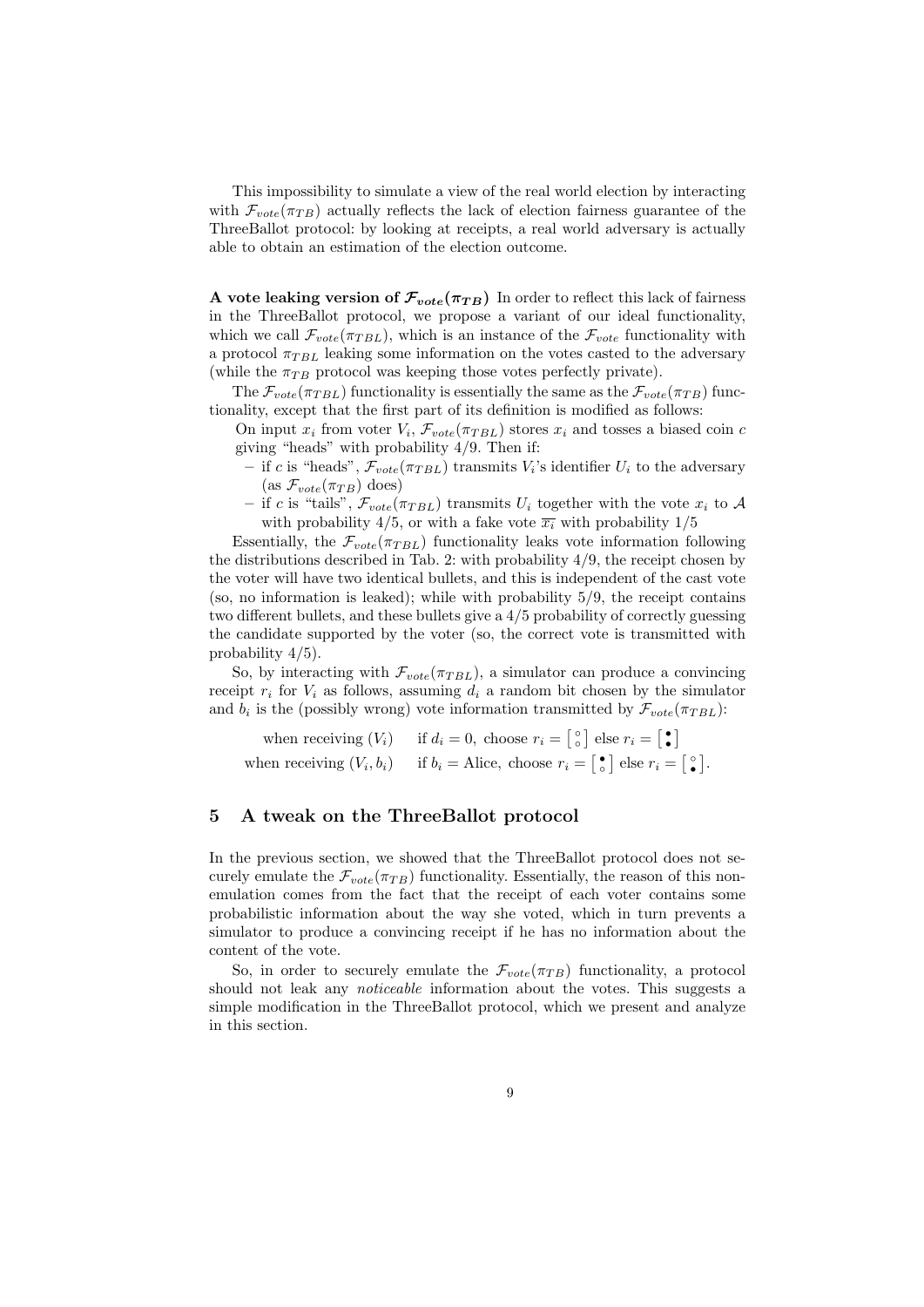This impossibility to simulate a view of the real world election by interacting with $\mathcal{F}_{vote}(\pi_{TB})$ actually reflects the lack of election fairness guarantee of the ThreeBallot protocol: by looking at receipts, a real world adversary is actually able to obtain an estimation of the election outcome.

**A vote leaking version of $\boldsymbol{\mathcal{F}_{vote}(\pi_{TB})}$** In order to reflect this lack of fairness in the ThreeBallot protocol, we propose a variant of our ideal functionality, which we call $\mathcal{F}_{vote}(\pi_{TBL})$, which is an instance of the $\mathcal{F}_{vote}$ functionality with a protocol $\pi_{TBL}$ leaking some information on the votes casted to the adversary (while the $\pi_{TB}$ protocol was keeping those votes perfectly private).

The $\mathcal{F}_{vote}(\pi_{TBL})$ functionality is essentially the same as the $\mathcal{F}_{vote}(\pi_{TB})$ functionality, except that the first part of its definition is modified as follows:

On input $x_i$ from voter $V_i$, $\mathcal{F}_{vote}(\pi_{TBL})$ stores $x_i$ and tosses a biased coin $c$ giving "heads" with probability 4/9. Then if:

- if $c$ is "heads", $\mathcal{F}_{vote}(\pi_{TBL})$ transmits $V_i$'s identifier $U_i$ to the adversary (as $\mathcal{F}_{vote}(\pi_{TB})$ does)
- if $c$ is "tails", $\mathcal{F}_{vote}(\pi_{TBL})$ transmits $U_i$ together with the vote $x_i$ to $\mathcal{A}$ with probability 4/5, or with a fake vote $\overline{x_i}$ with probability 1/5

Essentially, the $\mathcal{F}_{vote}(\pi_{TBL})$ functionality leaks vote information following the distributions described in Tab. 2: with probability 4/9, the receipt chosen by the voter will have two identical bullets, and this is independent of the cast vote (so, no information is leaked); while with probability 5/9, the receipt contains two different bullets, and these bullets give a 4/5 probability of correctly guessing the candidate supported by the voter (so, the correct vote is transmitted with probability 4/5).

So, by interacting with $\mathcal{F}_{vote}(\pi_{TBL})$, a simulator can produce a convincing receipt $r_i$ for $V_i$ as follows, assuming $d_i$ a random bit chosen by the simulator and $b_i$ is the (possibly wrong) vote information transmitted by $\mathcal{F}_{vote}(\pi_{TBL})$:

$$\begin{array}{ll} \text{when receiving } (V_i) & \text{if } d_i = 0, \text{ choose } r_i = \left[\begin{smallmatrix}\circ\\\circ\end{smallmatrix}\right] \text{ else } r_i = \left[\begin{smallmatrix}\bullet\\\bullet\end{smallmatrix}\right] \\ \text{when receiving } (V_i, b_i) & \text{if } b_i = \text{Alice, choose } r_i = \left[\begin{smallmatrix}\bullet\\\circ\end{smallmatrix}\right] \text{ else } r_i = \left[\begin{smallmatrix}\circ\\\bullet\end{smallmatrix}\right]. \end{array}$$

## 5 A tweak on the ThreeBallot protocol

In the previous section, we showed that the ThreeBallot protocol does not securely emulate the $\mathcal{F}_{vote}(\pi_{TB})$ functionality. Essentially, the reason of this non-emulation comes from the fact that the receipt of each voter contains some probabilistic information about the way she voted, which in turn prevents a simulator to produce a convincing receipt if he has no information about the content of the vote.

So, in order to securely emulate the $\mathcal{F}_{vote}(\pi_{TB})$ functionality, a protocol should not leak any *noticeable* information about the votes. This suggests a simple modification in the ThreeBallot protocol, which we present and analyze in this section.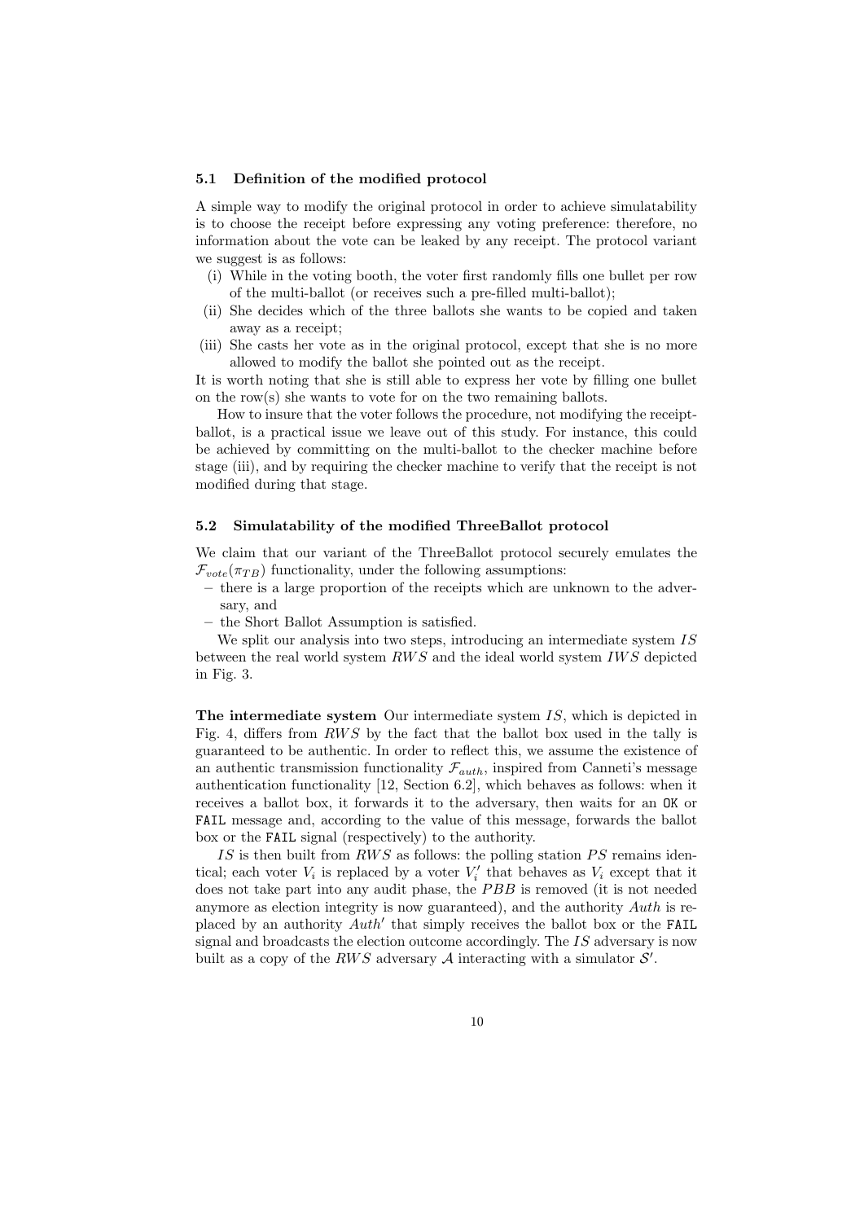### 5.1 Definition of the modified protocol

A simple way to modify the original protocol in order to achieve simulatability is to choose the receipt before expressing any voting preference: therefore, no information about the vote can be leaked by any receipt. The protocol variant we suggest is as follows:

(i) While in the voting booth, the voter first randomly fills one bullet per row of the multi-ballot (or receives such a pre-filled multi-ballot);
(ii) She decides which of the three ballots she wants to be copied and taken away as a receipt;
(iii) She casts her vote as in the original protocol, except that she is no more allowed to modify the ballot she pointed out as the receipt.

It is worth noting that she is still able to express her vote by filling one bullet on the row(s) she wants to vote for on the two remaining ballots.

How to insure that the voter follows the procedure, not modifying the receipt-ballot, is a practical issue we leave out of this study. For instance, this could be achieved by committing on the multi-ballot to the checker machine before stage (iii), and by requiring the checker machine to verify that the receipt is not modified during that stage.

### 5.2 Simulatability of the modified ThreeBallot protocol

We claim that our variant of the ThreeBallot protocol securely emulates the $\mathcal{F}_{vote}(\pi_{TB})$ functionality, under the following assumptions:

– there is a large proportion of the receipts which are unknown to the adversary, and
– the Short Ballot Assumption is satisfied.

We split our analysis into two steps, introducing an intermediate system $IS$ between the real world system $RWS$ and the ideal world system $IWS$ depicted in Fig. 3.

**The intermediate system** Our intermediate system $IS$, which is depicted in Fig. 4, differs from $RWS$ by the fact that the ballot box used in the tally is guaranteed to be authentic. In order to reflect this, we assume the existence of an authentic transmission functionality $\mathcal{F}_{auth}$, inspired from Canneti's message authentication functionality [12, Section 6.2], which behaves as follows: when it receives a ballot box, it forwards it to the adversary, then waits for an `OK` or `FAIL` message and, according to the value of this message, forwards the ballot box or the `FAIL` signal (respectively) to the authority.

$IS$ is then built from $RWS$ as follows: the polling station $PS$ remains identical; each voter $V_i$ is replaced by a voter $V_i'$ that behaves as $V_i$ except that it does not take part into any audit phase, the $PBB$ is removed (it is not needed anymore as election integrity is now guaranteed), and the authority $Auth$ is replaced by an authority $Auth'$ that simply receives the ballot box or the `FAIL` signal and broadcasts the election outcome accordingly. The $IS$ adversary is now built as a copy of the $RWS$ adversary $\mathcal{A}$ interacting with a simulator $\mathcal{S}'$.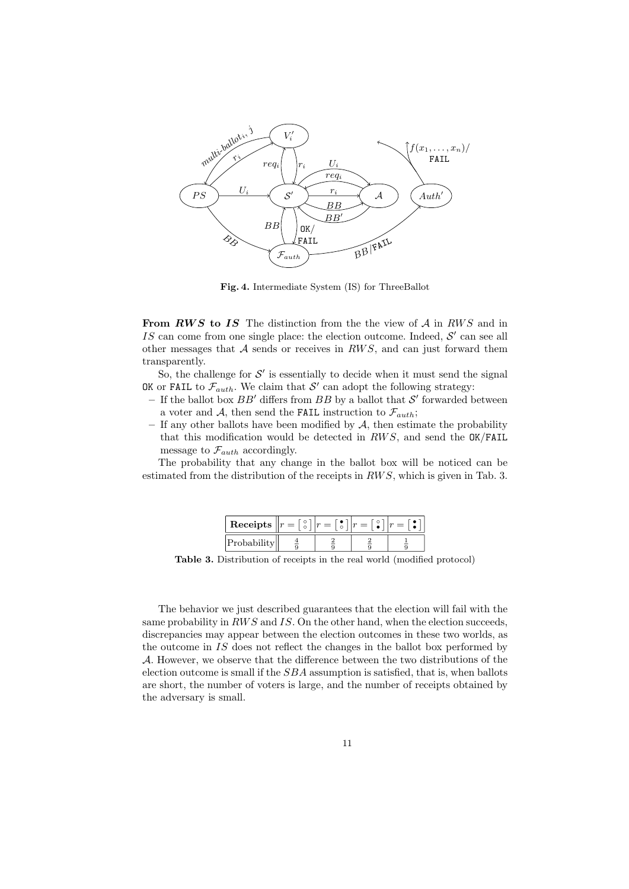**Fig. 4.** Intermediate System (IS) for ThreeBallot

**From $RWS$ to $IS$** The distinction from the the view of $\mathcal{A}$ in $RWS$ and in $IS$ can come from one single place: the election outcome. Indeed, $\mathcal{S}'$ can see all other messages that $\mathcal{A}$ sends or receives in $RWS$, and can just forward them transparently.

So, the challenge for $\mathcal{S}'$ is essentially to decide when it must send the signal OK or FAIL to $\mathcal{F}_{auth}$. We claim that $\mathcal{S}'$ can adopt the following strategy:

- If the ballot box $BB'$ differs from $BB$ by a ballot that $\mathcal{S}'$ forwarded between a voter and $\mathcal{A}$, then send the FAIL instruction to $\mathcal{F}_{auth}$;
- If any other ballots have been modified by $\mathcal{A}$, then estimate the probability that this modification would be detected in $RWS$, and send the OK/FAIL message to $\mathcal{F}_{auth}$ accordingly.

The probability that any change in the ballot box will be noticed can be estimated from the distribution of the receipts in $RWS$, which is given in Tab. 3.

| **Receipts** | $r = \left[\begin{smallmatrix}\circ\\\circ\end{smallmatrix}\right]$ | $r = \left[\begin{smallmatrix}\bullet\\\circ\end{smallmatrix}\right]$ | $r = \left[\begin{smallmatrix}\circ\\\bullet\end{smallmatrix}\right]$ | $r = \left[\begin{smallmatrix}\bullet\\\bullet\end{smallmatrix}\right]$ |
|---|---|---|---|---|
| Probability | $\frac{4}{9}$ | $\frac{2}{9}$ | $\frac{2}{9}$ | $\frac{1}{9}$ |

**Table 3.** Distribution of receipts in the real world (modified protocol)

The behavior we just described guarantees that the election will fail with the same probability in $RWS$ and $IS$. On the other hand, when the election succeeds, discrepancies may appear between the election outcomes in these two worlds, as the outcome in $IS$ does not reflect the changes in the ballot box performed by $\mathcal{A}$. However, we observe that the difference between the two distributions of the election outcome is small if the $SBA$ assumption is satisfied, that is, when ballots are short, the number of voters is large, and the number of receipts obtained by the adversary is small.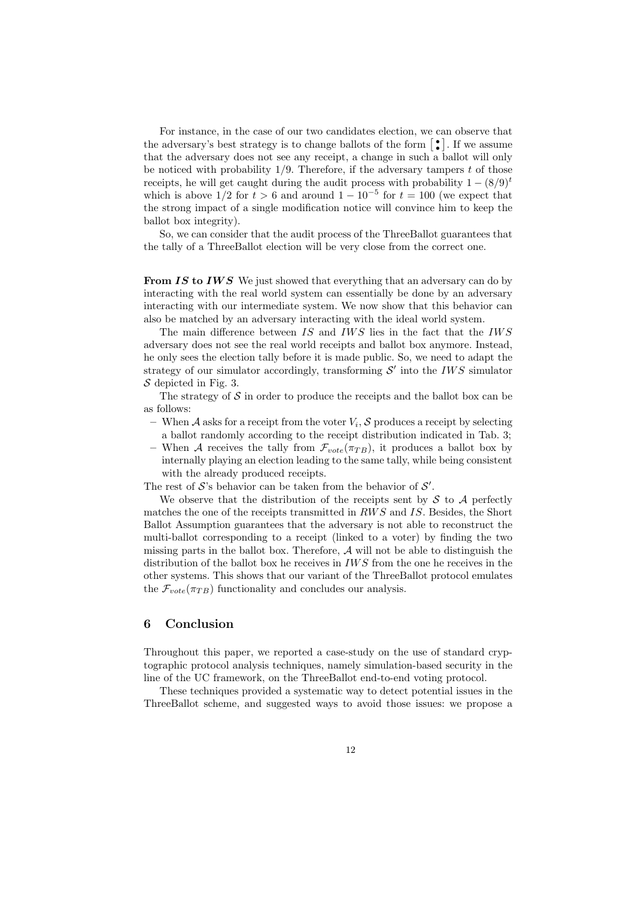For instance, in the case of our two candidates election, we can observe that the adversary's best strategy is to change ballots of the form $\left[\begin{smallmatrix}\bullet\\\bullet\end{smallmatrix}\right]$. If we assume that the adversary does not see any receipt, a change in such a ballot will only be noticed with probability 1/9. Therefore, if the adversary tampers $t$ of those receipts, he will get caught during the audit process with probability $1-(8/9)^t$ which is above $1/2$ for $t > 6$ and around $1 - 10^{-5}$ for $t = 100$ (we expect that the strong impact of a single modification notice will convince him to keep the ballot box integrity).

So, we can consider that the audit process of the ThreeBallot guarantees that the tally of a ThreeBallot election will be very close from the correct one.

**From $IS$ to $IWS$** We just showed that everything that an adversary can do by interacting with the real world system can essentially be done by an adversary interacting with our intermediate system. We now show that this behavior can also be matched by an adversary interacting with the ideal world system.

The main difference between $IS$ and $IWS$ lies in the fact that the $IWS$ adversary does not see the real world receipts and ballot box anymore. Instead, he only sees the election tally before it is made public. So, we need to adapt the strategy of our simulator accordingly, transforming $\mathcal{S}'$ into the $IWS$ simulator $\mathcal{S}$ depicted in Fig. 3.

The strategy of $\mathcal{S}$ in order to produce the receipts and the ballot box can be as follows:

- When $\mathcal{A}$ asks for a receipt from the voter $V_i$, $\mathcal{S}$ produces a receipt by selecting a ballot randomly according to the receipt distribution indicated in Tab. 3;
- When $\mathcal{A}$ receives the tally from $\mathcal{F}_{vote}(\pi_{TB})$, it produces a ballot box by internally playing an election leading to the same tally, while being consistent with the already produced receipts.

The rest of $\mathcal{S}$'s behavior can be taken from the behavior of $\mathcal{S}'$.

We observe that the distribution of the receipts sent by $\mathcal{S}$ to $\mathcal{A}$ perfectly matches the one of the receipts transmitted in $RWS$ and $IS$. Besides, the Short Ballot Assumption guarantees that the adversary is not able to reconstruct the multi-ballot corresponding to a receipt (linked to a voter) by finding the two missing parts in the ballot box. Therefore, $\mathcal{A}$ will not be able to distinguish the distribution of the ballot box he receives in $IWS$ from the one he receives in the other systems. This shows that our variant of the ThreeBallot protocol emulates the $\mathcal{F}_{vote}(\pi_{TB})$ functionality and concludes our analysis.

## 6 Conclusion

Throughout this paper, we reported a case-study on the use of standard cryptographic protocol analysis techniques, namely simulation-based security in the line of the UC framework, on the ThreeBallot end-to-end voting protocol.

These techniques provided a systematic way to detect potential issues in the ThreeBallot scheme, and suggested ways to avoid those issues: we propose a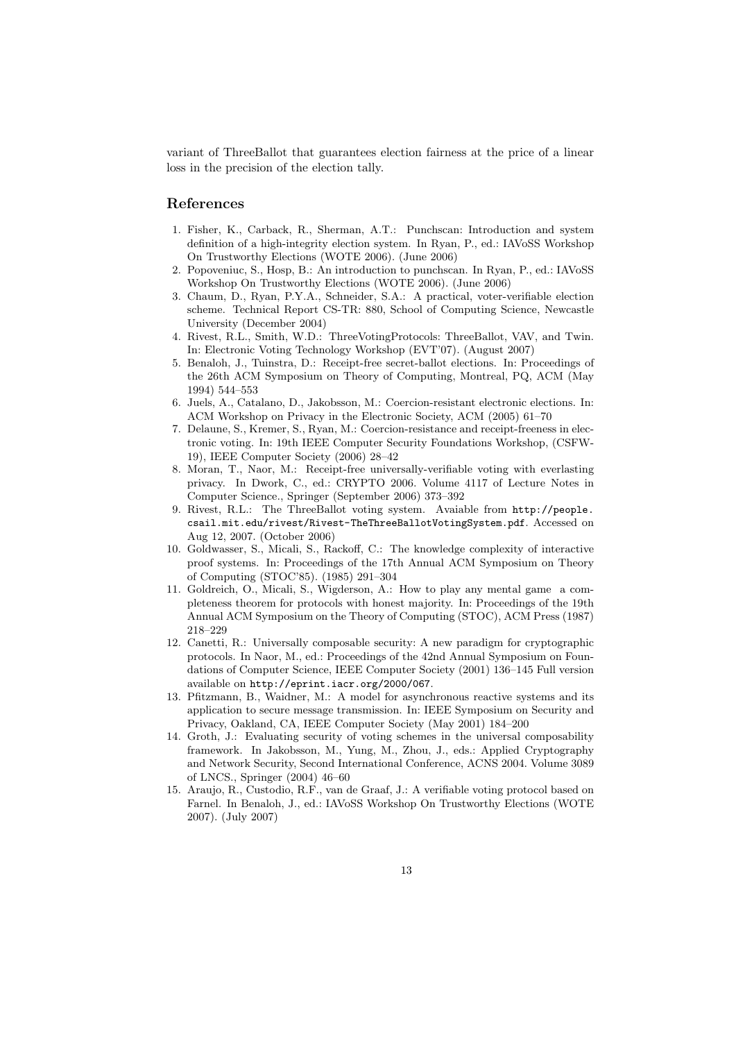variant of ThreeBallot that guarantees election fairness at the price of a linear loss in the precision of the election tally.

## References

1. Fisher, K., Carback, R., Sherman, A.T.: Punchscan: Introduction and system definition of a high-integrity election system. In Ryan, P., ed.: IAVoSS Workshop On Trustworthy Elections (WOTE 2006). (June 2006)
2. Popoveniuc, S., Hosp, B.: An introduction to punchscan. In Ryan, P., ed.: IAVoSS Workshop On Trustworthy Elections (WOTE 2006). (June 2006)
3. Chaum, D., Ryan, P.Y.A., Schneider, S.A.: A practical, voter-verifiable election scheme. Technical Report CS-TR: 880, School of Computing Science, Newcastle University (December 2004)
4. Rivest, R.L., Smith, W.D.: ThreeVotingProtocols: ThreeBallot, VAV, and Twin. In: Electronic Voting Technology Workshop (EVT'07). (August 2007)
5. Benaloh, J., Tuinstra, D.: Receipt-free secret-ballot elections. In: Proceedings of the 26th ACM Symposium on Theory of Computing, Montreal, PQ, ACM (May 1994) 544–553
6. Juels, A., Catalano, D., Jakobsson, M.: Coercion-resistant electronic elections. In: ACM Workshop on Privacy in the Electronic Society, ACM (2005) 61–70
7. Delaune, S., Kremer, S., Ryan, M.: Coercion-resistance and receipt-freeness in electronic voting. In: 19th IEEE Computer Security Foundations Workshop, (CSFW-19), IEEE Computer Society (2006) 28–42
8. Moran, T., Naor, M.: Receipt-free universally-verifiable voting with everlasting privacy. In Dwork, C., ed.: CRYPTO 2006. Volume 4117 of Lecture Notes in Computer Science., Springer (September 2006) 373–392
9. Rivest, R.L.: The ThreeBallot voting system. Avaiable from `http://people.csail.mit.edu/rivest/Rivest-TheThreeBallotVotingSystem.pdf`. Accessed on Aug 12, 2007. (October 2006)
10. Goldwasser, S., Micali, S., Rackoff, C.: The knowledge complexity of interactive proof systems. In: Proceedings of the 17th Annual ACM Symposium on Theory of Computing (STOC'85). (1985) 291–304
11. Goldreich, O., Micali, S., Wigderson, A.: How to play any mental game a completeness theorem for protocols with honest majority. In: Proceedings of the 19th Annual ACM Symposium on the Theory of Computing (STOC), ACM Press (1987) 218–229
12. Canetti, R.: Universally composable security: A new paradigm for cryptographic protocols. In Naor, M., ed.: Proceedings of the 42nd Annual Symposium on Foundations of Computer Science, IEEE Computer Society (2001) 136–145 Full version available on `http://eprint.iacr.org/2000/067`.
13. Pfitzmann, B., Waidner, M.: A model for asynchronous reactive systems and its application to secure message transmission. In: IEEE Symposium on Security and Privacy, Oakland, CA, IEEE Computer Society (May 2001) 184–200
14. Groth, J.: Evaluating security of voting schemes in the universal composability framework. In Jakobsson, M., Yung, M., Zhou, J., eds.: Applied Cryptography and Network Security, Second International Conference, ACNS 2004. Volume 3089 of LNCS., Springer (2004) 46–60
15. Araujo, R., Custodio, R.F., van de Graaf, J.: A verifiable voting protocol based on Farnel. In Benaloh, J., ed.: IAVoSS Workshop On Trustworthy Elections (WOTE 2007). (July 2007)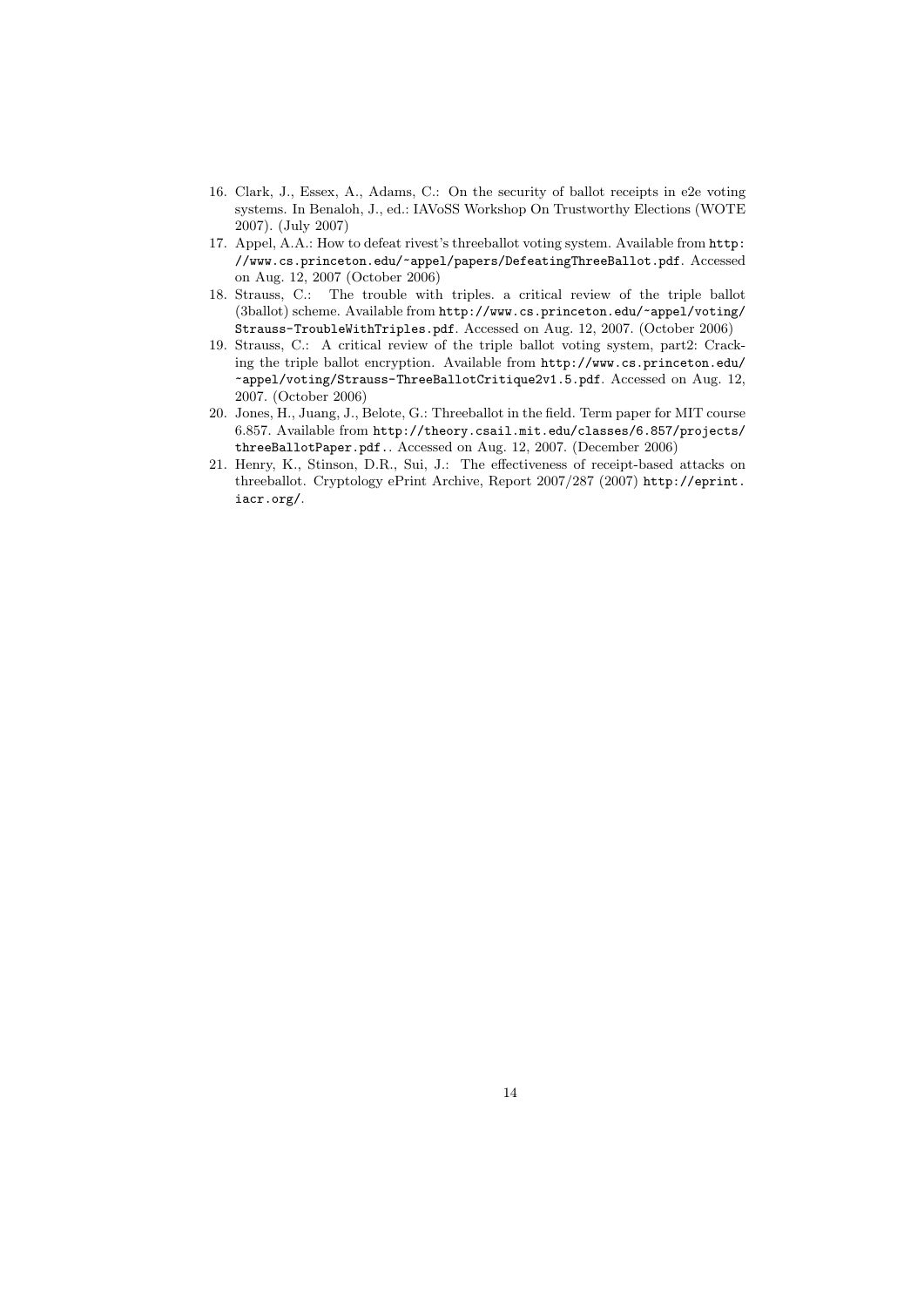16. Clark, J., Essex, A., Adams, C.: On the security of ballot receipts in e2e voting systems. In Benaloh, J., ed.: IAVoSS Workshop On Trustworthy Elections (WOTE 2007). (July 2007)
17. Appel, A.A.: How to defeat rivest's threeballot voting system. Available from http://www.cs.princeton.edu/~appel/papers/DefeatingThreeBallot.pdf. Accessed on Aug. 12, 2007 (October 2006)
18. Strauss, C.: The trouble with triples. a critical review of the triple ballot (3ballot) scheme. Available from http://www.cs.princeton.edu/~appel/voting/Strauss-TroubleWithTriples.pdf. Accessed on Aug. 12, 2007. (October 2006)
19. Strauss, C.: A critical review of the triple ballot voting system, part2: Cracking the triple ballot encryption. Available from http://www.cs.princeton.edu/~appel/voting/Strauss-ThreeBallotCritique2v1.5.pdf. Accessed on Aug. 12, 2007. (October 2006)
20. Jones, H., Juang, J., Belote, G.: Threeballot in the field. Term paper for MIT course 6.857. Available from http://theory.csail.mit.edu/classes/6.857/projects/threeBallotPaper.pdf.. Accessed on Aug. 12, 2007. (December 2006)
21. Henry, K., Stinson, D.R., Sui, J.: The effectiveness of receipt-based attacks on threeballot. Cryptology ePrint Archive, Report 2007/287 (2007) http://eprint.iacr.org/.